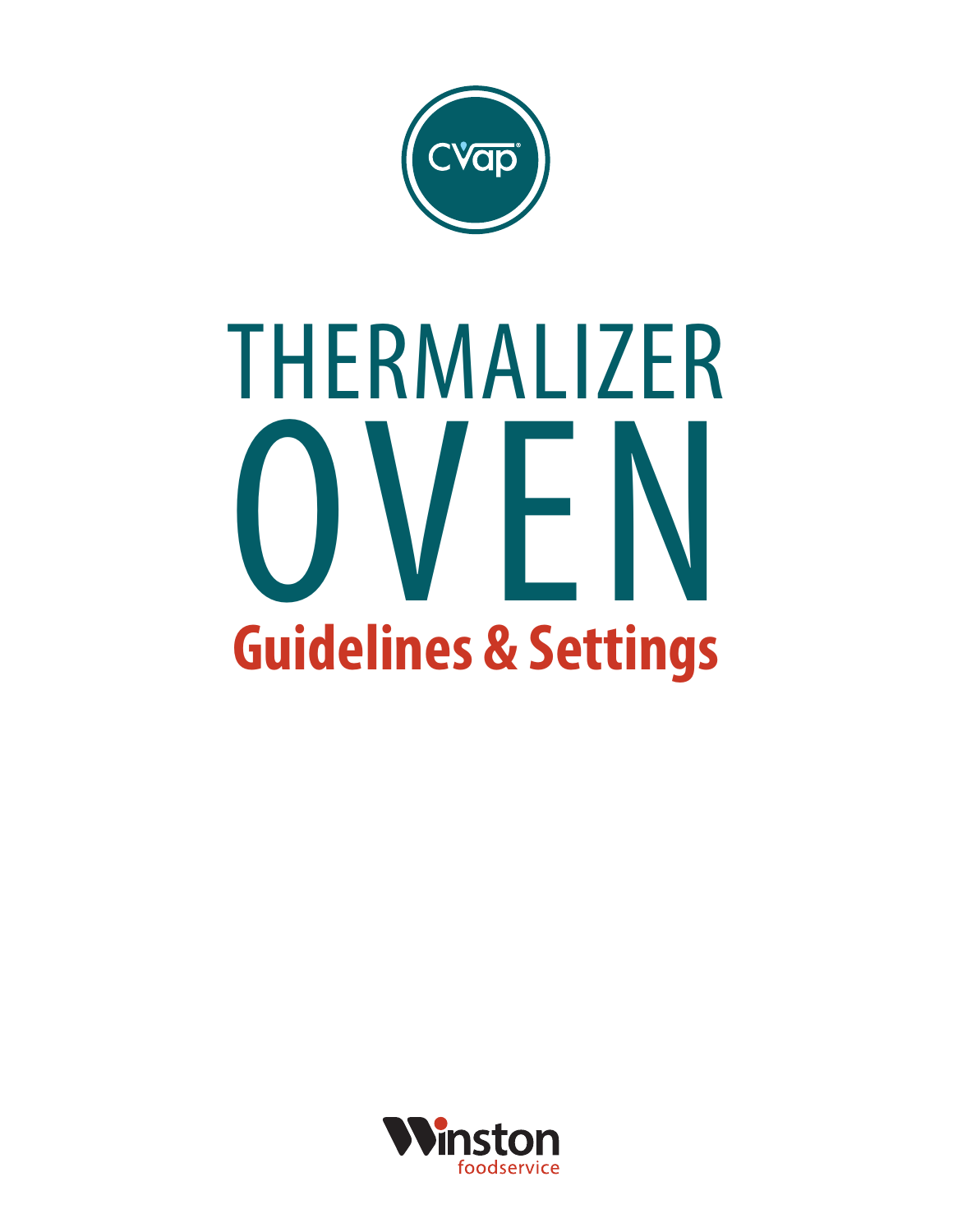CVap®

# THERMALIZER OVEN

## Guidelines & Settings

Winston foodservice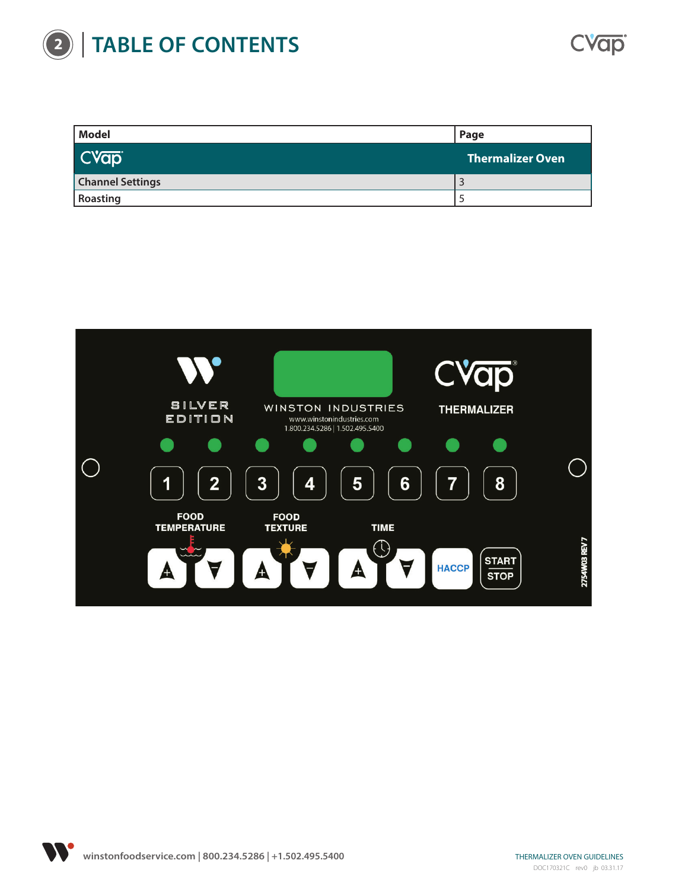# TABLE OF CONTENTS

| Model | Page |
|---|---|
| CVap | Thermalizer Oven |
| Channel Settings | 3 |
| Roasting | 5 |

SILVER EDITION

WINSTON INDUSTRIES
www.winstonindustries.com
1.800.234.5286 | 1.502.495.5400

CVap THERMALIZER

1 2 3 4 5 6 7 8

FOOD TEMPERATURE

FOOD TEXTURE

TIME

HACCP

START STOP

2754W03 REV 7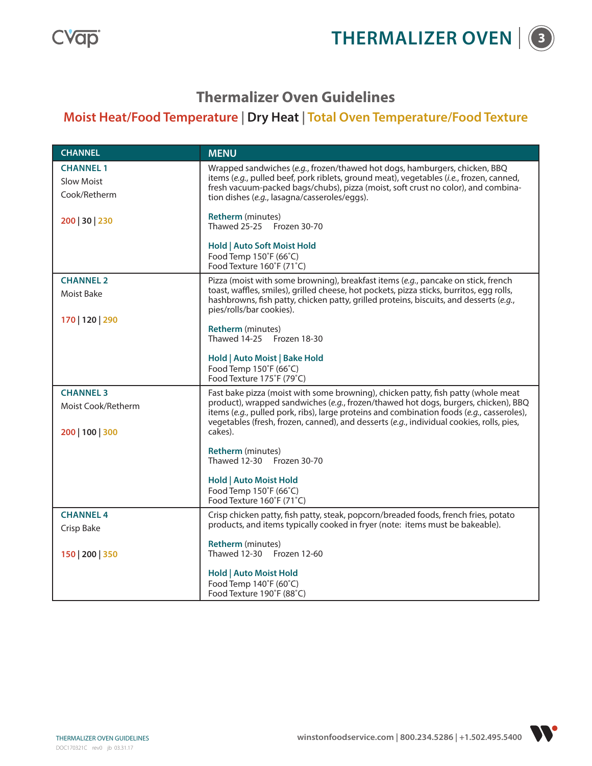# Thermalizer Oven Guidelines

## Moist Heat/Food Temperature | Dry Heat | Total Oven Temperature/Food Texture

| CHANNEL | MENU |
|---|---|
| **CHANNEL 1**<br>Slow Moist Cook/Retherm<br><br>200 \| 30 \| 230 | Wrapped sandwiches (*e.g.*, frozen/thawed hot dogs, hamburgers, chicken, BBQ items (*e.g.*, pulled beef, pork riblets, ground meat), vegetables (*i.e.*, frozen, canned, fresh vacuum-packed bags/chubs), pizza (moist, soft crust no color), and combination dishes (*e.g.*, lasagna/casseroles/eggs).<br><br>**Retherm** (minutes)<br>Thawed 25-25 Frozen 30-70<br><br>**Hold \| Auto Soft Moist Hold**<br>Food Temp 150˚F (66˚C)<br>Food Texture 160˚F (71˚C) |
| **CHANNEL 2**<br>Moist Bake<br><br>170 \| 120 \| 290 | Pizza (moist with some browning), breakfast items (*e.g.*, pancake on stick, french toast, waffles, smiles), grilled cheese, hot pockets, pizza sticks, burritos, egg rolls, hashbrowns, fish patty, chicken patty, grilled proteins, biscuits, and desserts (*e.g.*, pies/rolls/bar cookies).<br><br>**Retherm** (minutes)<br>Thawed 14-25 Frozen 18-30<br><br>**Hold \| Auto Moist \| Bake Hold**<br>Food Temp 150˚F (66˚C)<br>Food Texture 175˚F (79˚C) |
| **CHANNEL 3**<br>Moist Cook/Retherm<br><br>200 \| 100 \| 300 | Fast bake pizza (moist with some browning), chicken patty, fish patty (whole meat product), wrapped sandwiches (*e.g.*, frozen/thawed hot dogs, burgers, chicken), BBQ items (*e.g.*, pulled pork, ribs), large proteins and combination foods (*e.g.*, casseroles), vegetables (fresh, frozen, canned), and desserts (*e.g.*, individual cookies, rolls, pies, cakes).<br><br>**Retherm** (minutes)<br>Thawed 12-30 Frozen 30-70<br><br>**Hold \| Auto Moist Hold**<br>Food Temp 150˚F (66˚C)<br>Food Texture 160˚F (71˚C) |
| **CHANNEL 4**<br>Crisp Bake<br><br>150 \| 200 \| 350 | Crisp chicken patty, fish patty, steak, popcorn/breaded foods, french fries, potato products, and items typically cooked in fryer (note: items must be bakeable).<br><br>**Retherm** (minutes)<br>Thawed 12-30 Frozen 12-60<br><br>**Hold \| Auto Moist Hold**<br>Food Temp 140˚F (60˚C)<br>Food Texture 190˚F (88˚C) |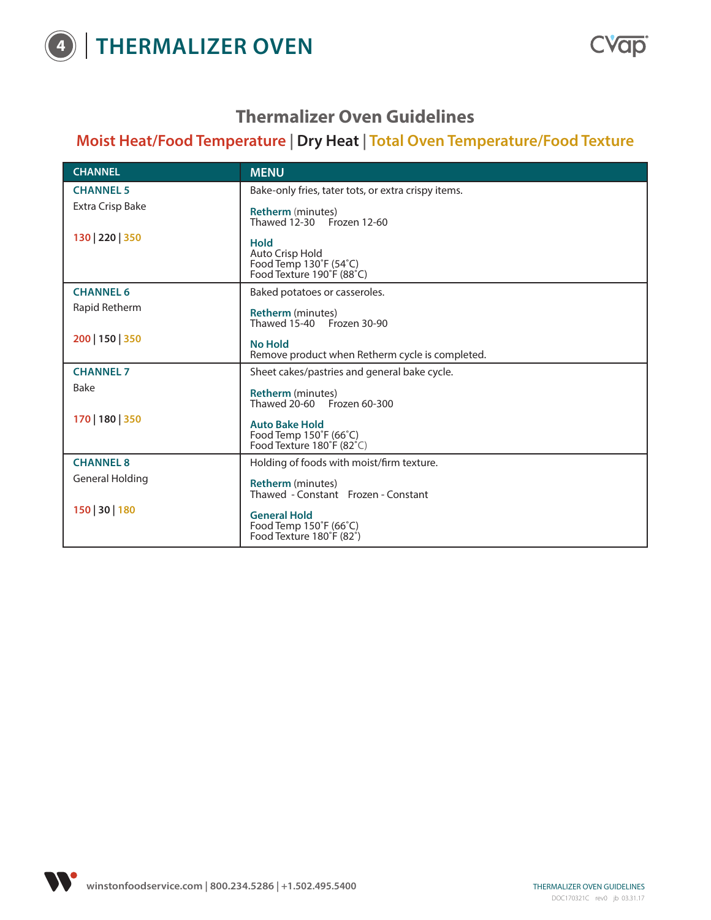# 4 THERMALIZER OVEN

## Thermalizer Oven Guidelines

**Moist Heat/Food Temperature | Dry Heat | Total Oven Temperature/Food Texture**

| CHANNEL | MENU |
|---|---|
| **CHANNEL 5**<br>Extra Crisp Bake<br><br>130 \| 220 \| 350 | Bake-only fries, tater tots, or extra crispy items.<br><br>**Retherm** (minutes)<br>Thawed 12-30 Frozen 12-60<br><br>**Hold**<br>Auto Crisp Hold<br>Food Temp 130˚F (54˚C)<br>Food Texture 190˚F (88˚C) |
| **CHANNEL 6**<br>Rapid Retherm<br><br>200 \| 150 \| 350 | Baked potatoes or casseroles.<br><br>**Retherm** (minutes)<br>Thawed 15-40 Frozen 30-90<br><br>**No Hold**<br>Remove product when Retherm cycle is completed. |
| **CHANNEL 7**<br>Bake<br><br>170 \| 180 \| 350 | Sheet cakes/pastries and general bake cycle.<br><br>**Retherm** (minutes)<br>Thawed 20-60 Frozen 60-300<br><br>**Auto Bake Hold**<br>Food Temp 150˚F (66˚C)<br>Food Texture 180˚F (82˚C) |
| **CHANNEL 8**<br>General Holding<br><br>150 \| 30 \| 180 | Holding of foods with moist/firm texture.<br><br>**Retherm** (minutes)<br>Thawed - Constant Frozen - Constant<br><br>**General Hold**<br>Food Temp 150˚F (66˚C)<br>Food Texture 180˚F (82˚) |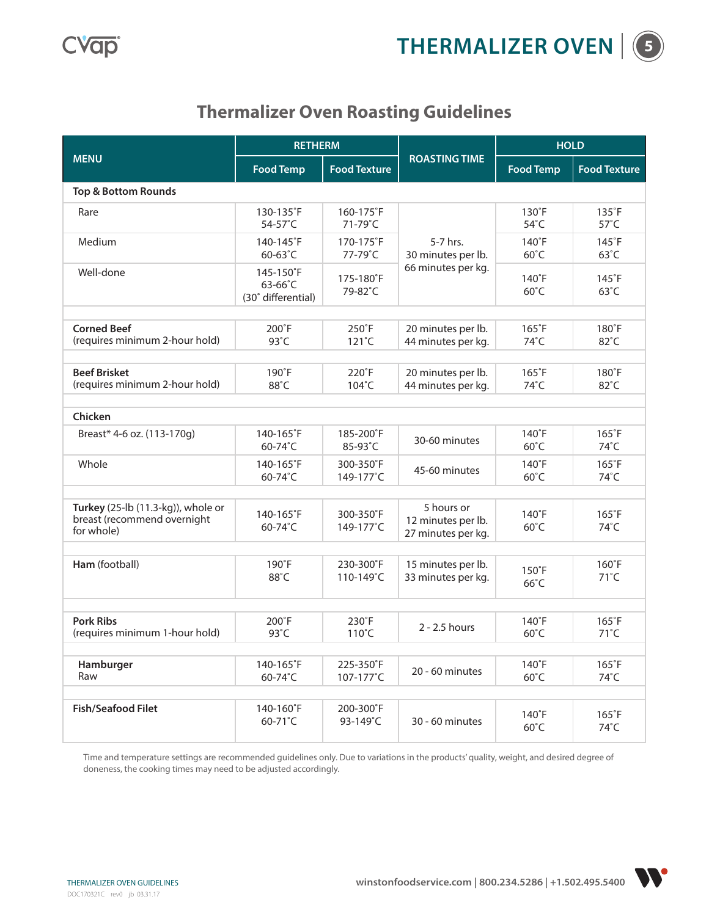## Thermalizer Oven Roasting Guidelines

| MENU | RETHERM | | ROASTING TIME | HOLD | |
|---|---|---|---|---|---|
| | Food Temp | Food Texture | | Food Temp | Food Texture |
| **Top & Bottom Rounds** | | | | | |
| Rare | 130-135˚F 54-57˚C | 160-175˚F 71-79˚C | 5-7 hrs. 30 minutes per lb. 66 minutes per kg. | 130˚F 54˚C | 135˚F 57˚C |
| Medium | 140-145˚F 60-63˚C | 170-175˚F 77-79˚C | | 140˚F 60˚C | 145˚F 63˚C |
| Well-done | 145-150˚F 63-66˚C (30˚ differential) | 175-180˚F 79-82˚C | | 140˚F 60˚C | 145˚F 63˚C |
| **Corned Beef** (requires minimum 2-hour hold) | 200˚F 93˚C | 250˚F 121˚C | 20 minutes per lb. 44 minutes per kg. | 165˚F 74˚C | 180˚F 82˚C |
| **Beef Brisket** (requires minimum 2-hour hold) | 190˚F 88˚C | 220˚F 104˚C | 20 minutes per lb. 44 minutes per kg. | 165˚F 74˚C | 180˚F 82˚C |
| **Chicken** | | | | | |
| Breast* 4-6 oz. (113-170g) | 140-165˚F 60-74˚C | 185-200˚F 85-93˚C | 30-60 minutes | 140˚F 60˚C | 165˚F 74˚C |
| Whole | 140-165˚F 60-74˚C | 300-350˚F 149-177˚C | 45-60 minutes | 140˚F 60˚C | 165˚F 74˚C |
| **Turkey** (25-lb (11.3-kg)), whole or breast (recommend overnight for whole) | 140-165˚F 60-74˚C | 300-350˚F 149-177˚C | 5 hours or 12 minutes per lb. 27 minutes per kg. | 140˚F 60˚C | 165˚F 74˚C |
| **Ham** (football) | 190˚F 88˚C | 230-300˚F 110-149˚C | 15 minutes per lb. 33 minutes per kg. | 150˚F 66˚C | 160˚F 71˚C |
| **Pork Ribs** (requires minimum 1-hour hold) | 200˚F 93˚C | 230˚F 110˚C | 2 - 2.5 hours | 140˚F 60˚C | 165˚F 71˚C |
| **Hamburger** Raw | 140-165˚F 60-74˚C | 225-350˚F 107-177˚C | 20 - 60 minutes | 140˚F 60˚C | 165˚F 74˚C |
| **Fish/Seafood Filet** | 140-160˚F 60-71˚C | 200-300˚F 93-149˚C | 30 - 60 minutes | 140˚F 60˚C | 165˚F 74˚C |

Time and temperature settings are recommended guidelines only. Due to variations in the products' quality, weight, and desired degree of doneness, the cooking times may need to be adjusted accordingly.

THERMALIZER OVEN GUIDELINES
DOC170321C rev0 jb 03.31.17

winstonfoodservice.com | 800.234.5286 | +1.502.495.5400